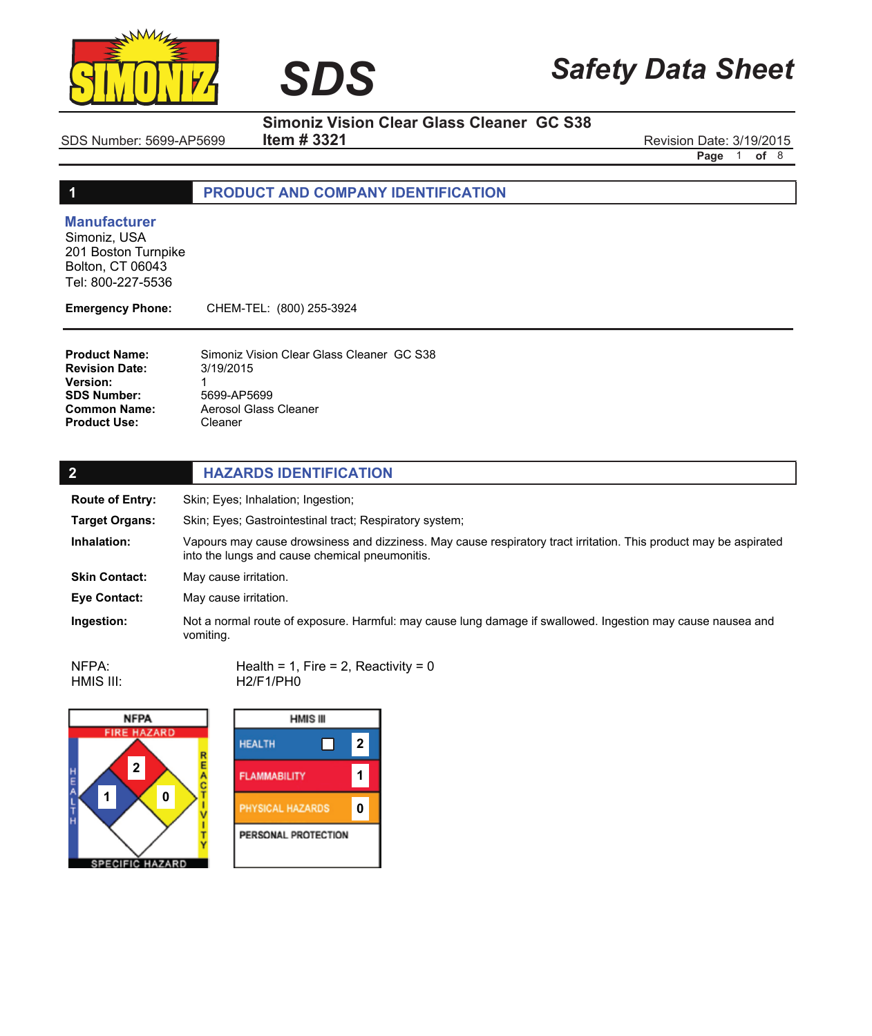# SDS

## Safety Data Sheet

**Simoniz Vision Clear Glass Cleaner GC S38**
**Item # 3321**

SDS Number: 5699-AP5699

Revision Date: 3/19/2015

## 1 PRODUCT AND COMPANY IDENTIFICATION

### Manufacturer

Simoniz, USA
201 Boston Turnpike
Bolton, CT 06043
Tel: 800-227-5536

**Emergency Phone:** CHEM-TEL: (800) 255-3924

| | |
|---|---|
| **Product Name:** | Simoniz Vision Clear Glass Cleaner GC S38 |
| **Revision Date:** | 3/19/2015 |
| **Version:** | 1 |
| **SDS Number:** | 5699-AP5699 |
| **Common Name:** | Aerosol Glass Cleaner |
| **Product Use:** | Cleaner |

## 2 HAZARDS IDENTIFICATION

**Route of Entry:** Skin; Eyes; Inhalation; Ingestion;

**Target Organs:** Skin; Eyes; Gastrointestinal tract; Respiratory system;

**Inhalation:** Vapours may cause drowsiness and dizziness. May cause respiratory tract irritation. This product may be aspirated into the lungs and cause chemical pneumonitis.

**Skin Contact:** May cause irritation.

**Eye Contact:** May cause irritation.

**Ingestion:** Not a normal route of exposure. Harmful: may cause lung damage if swallowed. Ingestion may cause nausea and vomiting.

NFPA: Health = 1, Fire = 2, Reactivity = 0
HMIS III: H2/F1/PH0

**NFPA**

| | |
|---|---|
| Fire Hazard | 2 |
| Health | 1 |
| Reactivity | 0 |
| Specific Hazard | |

**HMIS III**

| | |
|---|---|
| HEALTH | 2 |
| FLAMMABILITY | 1 |
| PHYSICAL HAZARDS | 0 |
| PERSONAL PROTECTION | |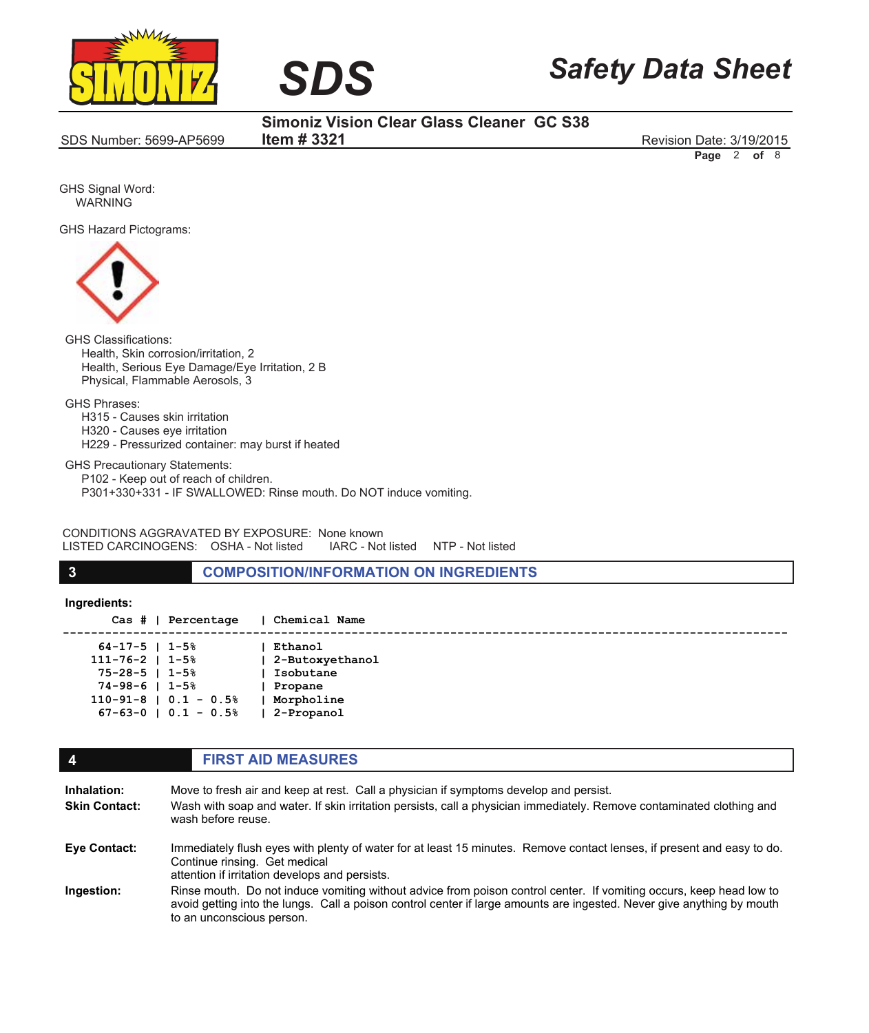GHS Signal Word:
WARNING

GHS Hazard Pictograms:

GHS Classifications:
Health, Skin corrosion/irritation, 2
Health, Serious Eye Damage/Eye Irritation, 2 B
Physical, Flammable Aerosols, 3

GHS Phrases:
H315 - Causes skin irritation
H320 - Causes eye irritation
H229 - Pressurized container: may burst if heated

GHS Precautionary Statements:
P102 - Keep out of reach of children.
P301+330+331 - IF SWALLOWED: Rinse mouth. Do NOT induce vomiting.

CONDITIONS AGGRAVATED BY EXPOSURE: None known
LISTED CARCINOGENS: OSHA - Not listed IARC - Not listed NTP - Not listed

## 3 COMPOSITION/INFORMATION ON INGREDIENTS

**Ingredients:**

| Cas # | Percentage | Chemical Name |
|---|---|---|
| 64-17-5 | 1-5% | Ethanol |
| 111-76-2 | 1-5% | 2-Butoxyethanol |
| 75-28-5 | 1-5% | Isobutane |
| 74-98-6 | 1-5% | Propane |
| 110-91-8 | 0.1 - 0.5% | Morpholine |
| 67-63-0 | 0.1 - 0.5% | 2-Propanol |

## 4 FIRST AID MEASURES

**Inhalation:** Move to fresh air and keep at rest. Call a physician if symptoms develop and persist.

**Skin Contact:** Wash with soap and water. If skin irritation persists, call a physician immediately. Remove contaminated clothing and wash before reuse.

**Eye Contact:** Immediately flush eyes with plenty of water for at least 15 minutes. Remove contact lenses, if present and easy to do. Continue rinsing. Get medical attention if irritation develops and persists.

**Ingestion:** Rinse mouth. Do not induce vomiting without advice from poison control center. If vomiting occurs, keep head low to avoid getting into the lungs. Call a poison control center if large amounts are ingested. Never give anything by mouth to an unconscious person.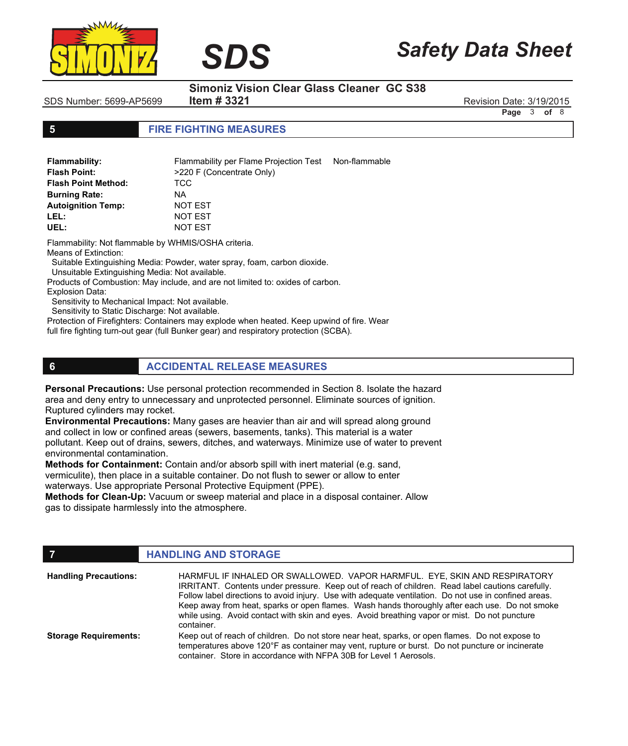## 5 FIRE FIGHTING MEASURES

| | | |
|---|---|---|
| **Flammability:** | Flammability per Flame Projection Test | Non-flammable |
| **Flash Point:** | >220 F (Concentrate Only) | |
| **Flash Point Method:** | TCC | |
| **Burning Rate:** | NA | |
| **Autoignition Temp:** | NOT EST | |
| **LEL:** | NOT EST | |
| **UEL:** | NOT EST | |

Flammability: Not flammable by WHMIS/OSHA criteria.
Means of Extinction:
Suitable Extinguishing Media: Powder, water spray, foam, carbon dioxide.
Unsuitable Extinguishing Media: Not available.
Products of Combustion: May include, and are not limited to: oxides of carbon.
Explosion Data:
Sensitivity to Mechanical Impact: Not available.
Sensitivity to Static Discharge: Not available.
Protection of Firefighters: Containers may explode when heated. Keep upwind of fire. Wear full fire fighting turn-out gear (full Bunker gear) and respiratory protection (SCBA).

## 6 ACCIDENTAL RELEASE MEASURES

**Personal Precautions:** Use personal protection recommended in Section 8. Isolate the hazard area and deny entry to unnecessary and unprotected personnel. Eliminate sources of ignition. Ruptured cylinders may rocket.
**Environmental Precautions:** Many gases are heavier than air and will spread along ground and collect in low or confined areas (sewers, basements, tanks). This material is a water pollutant. Keep out of drains, sewers, ditches, and waterways. Minimize use of water to prevent environmental contamination.
**Methods for Containment:** Contain and/or absorb spill with inert material (e.g. sand, vermiculite), then place in a suitable container. Do not flush to sewer or allow to enter waterways. Use appropriate Personal Protective Equipment (PPE).
**Methods for Clean-Up:** Vacuum or sweep material and place in a disposal container. Allow gas to dissipate harmlessly into the atmosphere.

## 7 HANDLING AND STORAGE

| | |
|---|---|
| **Handling Precautions:** | HARMFUL IF INHALED OR SWALLOWED. VAPOR HARMFUL. EYE, SKIN AND RESPIRATORY IRRITANT. Contents under pressure. Keep out of reach of children. Read label cautions carefully. Follow label directions to avoid injury. Use with adequate ventilation. Do not use in confined areas. Keep away from heat, sparks or open flames. Wash hands thoroughly after each use. Do not smoke while using. Avoid contact with skin and eyes. Avoid breathing vapor or mist. Do not puncture container. |
| **Storage Requirements:** | Keep out of reach of children. Do not store near heat, sparks, or open flames. Do not expose to temperatures above 120°F as container may vent, rupture or burst. Do not puncture or incinerate container. Store in accordance with NFPA 30B for Level 1 Aerosols. |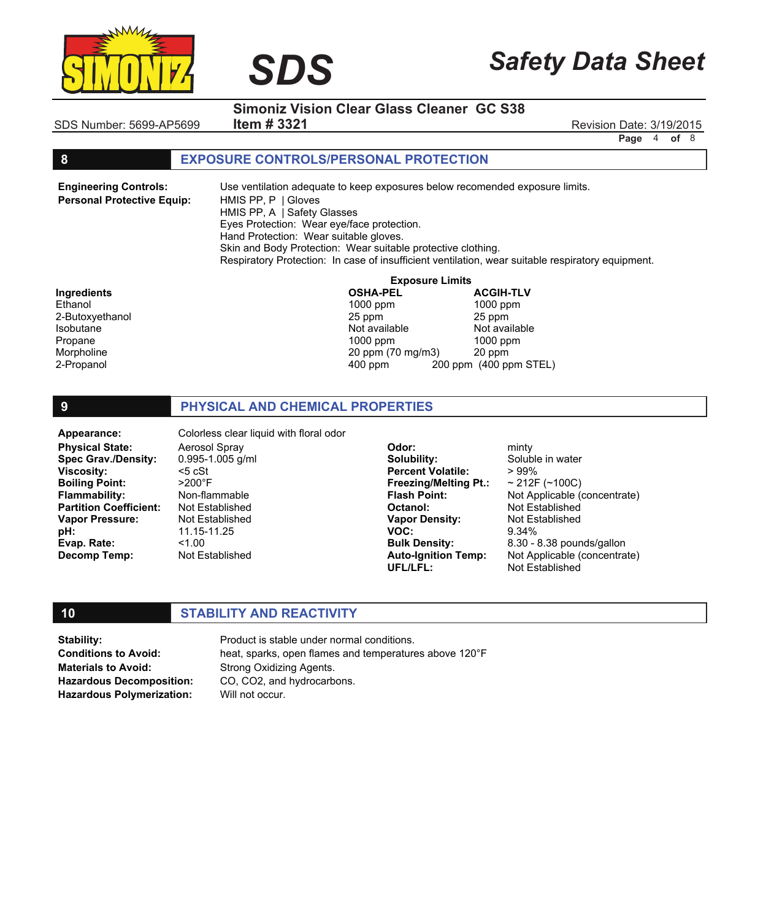## 8 EXPOSURE CONTROLS/PERSONAL PROTECTION

**Engineering Controls:** Use ventilation adequate to keep exposures below recomended exposure limits.

**Personal Protective Equip:**
HMIS PP, P | Gloves
HMIS PP, A | Safety Glasses
Eyes Protection: Wear eye/face protection.
Hand Protection: Wear suitable gloves.
Skin and Body Protection: Wear suitable protective clothing.
Respiratory Protection: In case of insufficient ventilation, wear suitable respiratory equipment.

| Ingredients | Exposure Limits OSHA-PEL | ACGIH-TLV |
|---|---|---|
| Ethanol | 1000 ppm | 1000 ppm |
| 2-Butoxyethanol | 25 ppm | 25 ppm |
| Isobutane | Not available | Not available |
| Propane | 1000 ppm | 1000 ppm |
| Morpholine | 20 ppm (70 mg/m3) | 20 ppm |
| 2-Propanol | 400 ppm | 200 ppm (400 ppm STEL) |

## 9 PHYSICAL AND CHEMICAL PROPERTIES

**Appearance:** Colorless clear liquid with floral odor

| | | | |
|---|---|---|---|
| **Physical State:** | Aerosol Spray | **Odor:** | minty |
| **Spec Grav./Density:** | 0.995-1.005 g/ml | **Solubility:** | Soluble in water |
| **Viscosity:** | <5 cSt | **Percent Volatile:** | > 99% |
| **Boiling Point:** | >200°F | **Freezing/Melting Pt.:** | ~ 212F (~100C) |
| **Flammability:** | Non-flammable | **Flash Point:** | Not Applicable (concentrate) |
| **Partition Coefficient:** | Not Established | **Octanol:** | Not Established |
| **Vapor Pressure:** | Not Established | **Vapor Density:** | Not Established |
| **pH:** | 11.15-11.25 | **VOC:** | 9.34% |
| **Evap. Rate:** | <1.00 | **Bulk Density:** | 8.30 - 8.38 pounds/gallon |
| **Decomp Temp:** | Not Established | **Auto-Ignition Temp:** | Not Applicable (concentrate) |
| | | **UFL/LFL:** | Not Established |

## 10 STABILITY AND REACTIVITY

**Stability:** Product is stable under normal conditions.
**Conditions to Avoid:** heat, sparks, open flames and temperatures above 120°F
**Materials to Avoid:** Strong Oxidizing Agents.
**Hazardous Decomposition:** CO, $CO_2$, and hydrocarbons.
**Hazardous Polymerization:** Will not occur.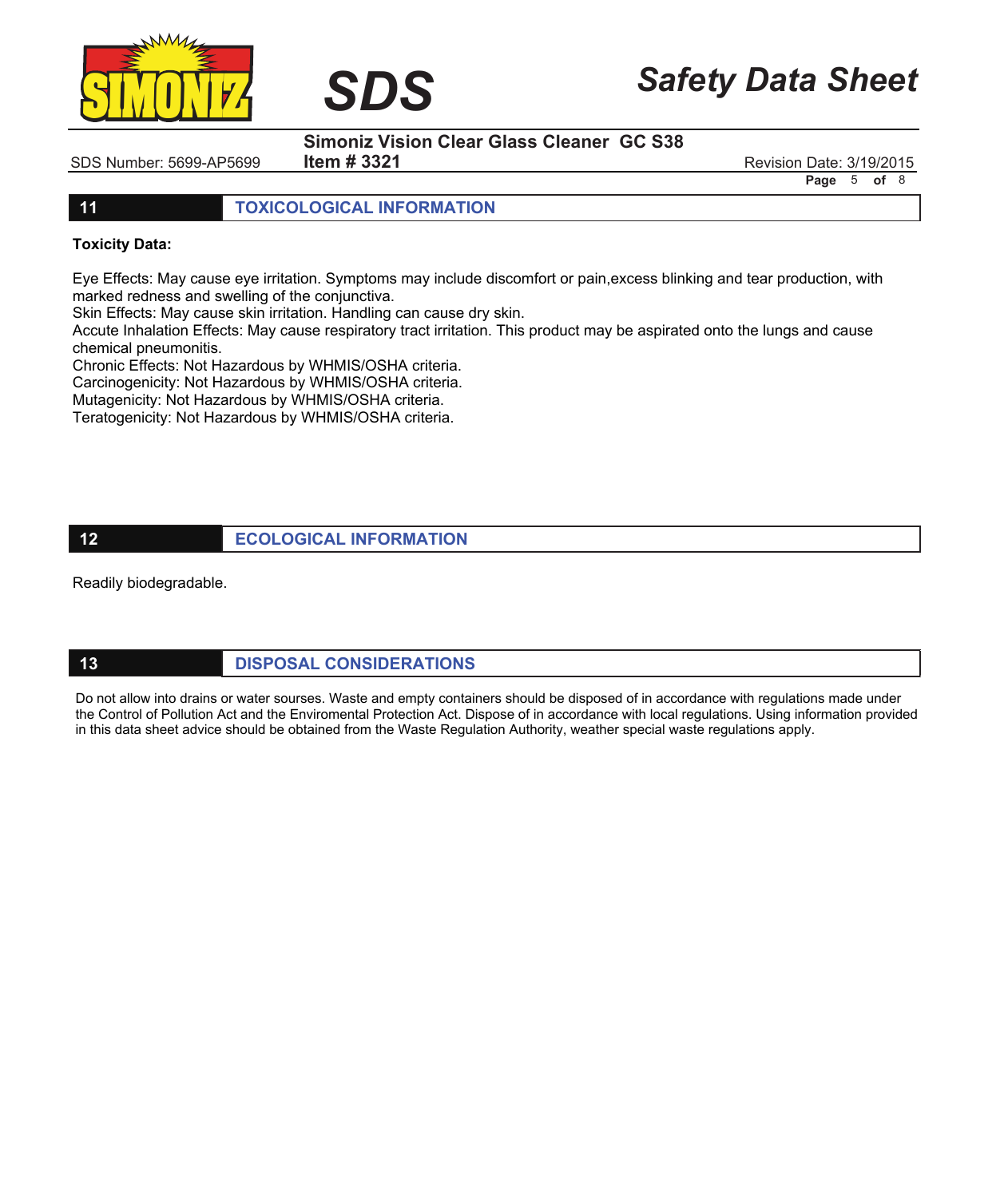## 11 TOXICOLOGICAL INFORMATION

**Toxicity Data:**

Eye Effects: May cause eye irritation. Symptoms may include discomfort or pain,excess blinking and tear production, with marked redness and swelling of the conjunctiva.
Skin Effects: May cause skin irritation. Handling can cause dry skin.
Accute Inhalation Effects: May cause respiratory tract irritation. This product may be aspirated onto the lungs and cause chemical pneumonitis.
Chronic Effects: Not Hazardous by WHMIS/OSHA criteria.
Carcinogenicity: Not Hazardous by WHMIS/OSHA criteria.
Mutagenicity: Not Hazardous by WHMIS/OSHA criteria.
Teratogenicity: Not Hazardous by WHMIS/OSHA criteria.

## 12 ECOLOGICAL INFORMATION

Readily biodegradable.

## 13 DISPOSAL CONSIDERATIONS

Do not allow into drains or water sourses. Waste and empty containers should be disposed of in accordance with regulations made under the Control of Pollution Act and the Enviromental Protection Act. Dispose of in accordance with local regulations. Using information provided in this data sheet advice should be obtained from the Waste Regulation Authority, weather special waste regulations apply.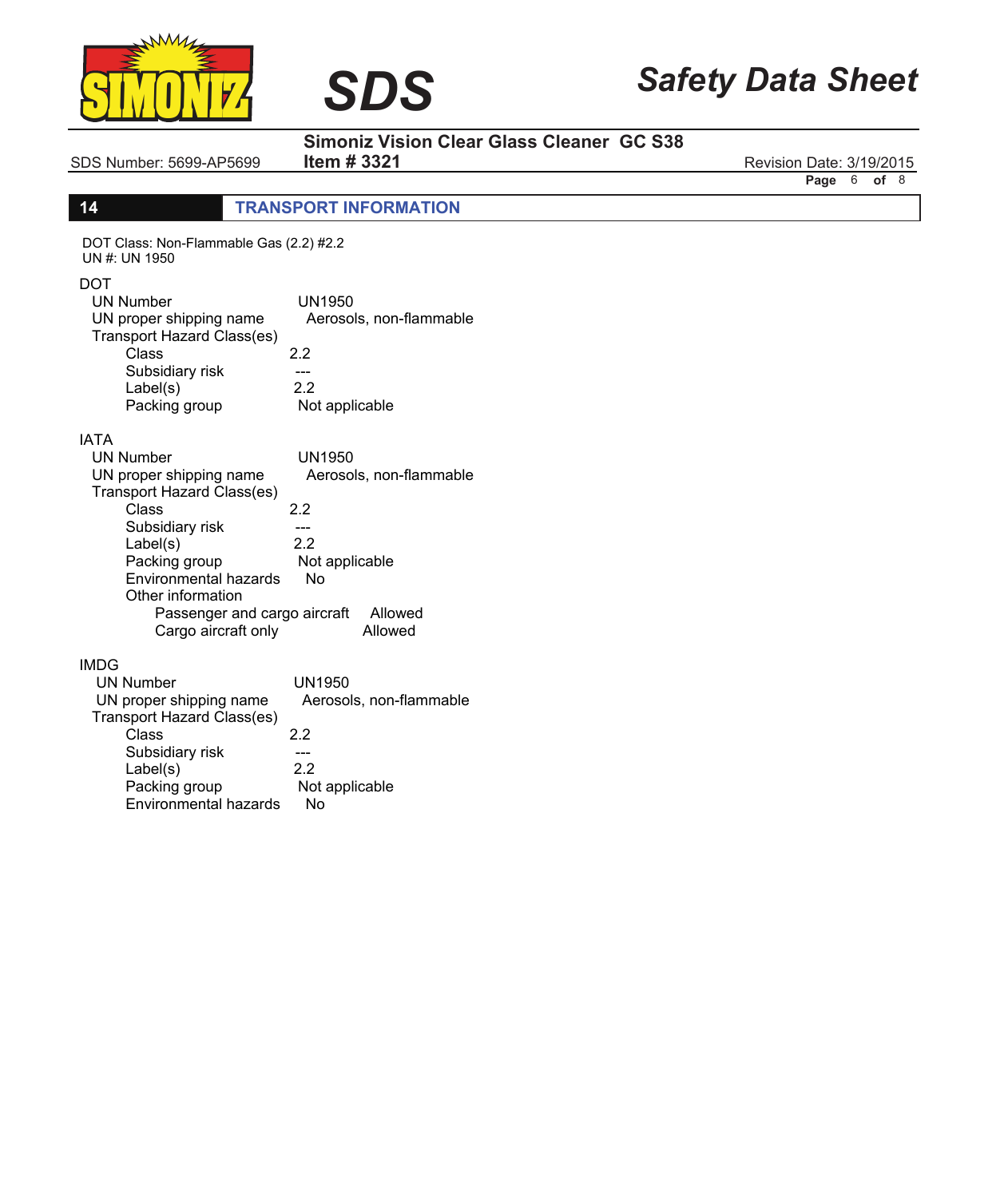## 14 TRANSPORT INFORMATION

DOT Class: Non-Flammable Gas (2.2) #2.2
UN #: UN 1950

**DOT**

- UN Number: UN1950
- UN proper shipping name: Aerosols, non-flammable
- Transport Hazard Class(es)
  - Class: 2.2
  - Subsidiary risk: ---
  - Label(s): 2.2
  - Packing group: Not applicable

**IATA**

- UN Number: UN1950
- UN proper shipping name: Aerosols, non-flammable
- Transport Hazard Class(es)
  - Class: 2.2
  - Subsidiary risk: ---
  - Label(s): 2.2
  - Packing group: Not applicable
  - Environmental hazards: No
  - Other information
    - Passenger and cargo aircraft: Allowed
    - Cargo aircraft only: Allowed

**IMDG**

- UN Number: UN1950
- UN proper shipping name: Aerosols, non-flammable
- Transport Hazard Class(es)
  - Class: 2.2
  - Subsidiary risk: ---
  - Label(s): 2.2
  - Packing group: Not applicable
  - Environmental hazards: No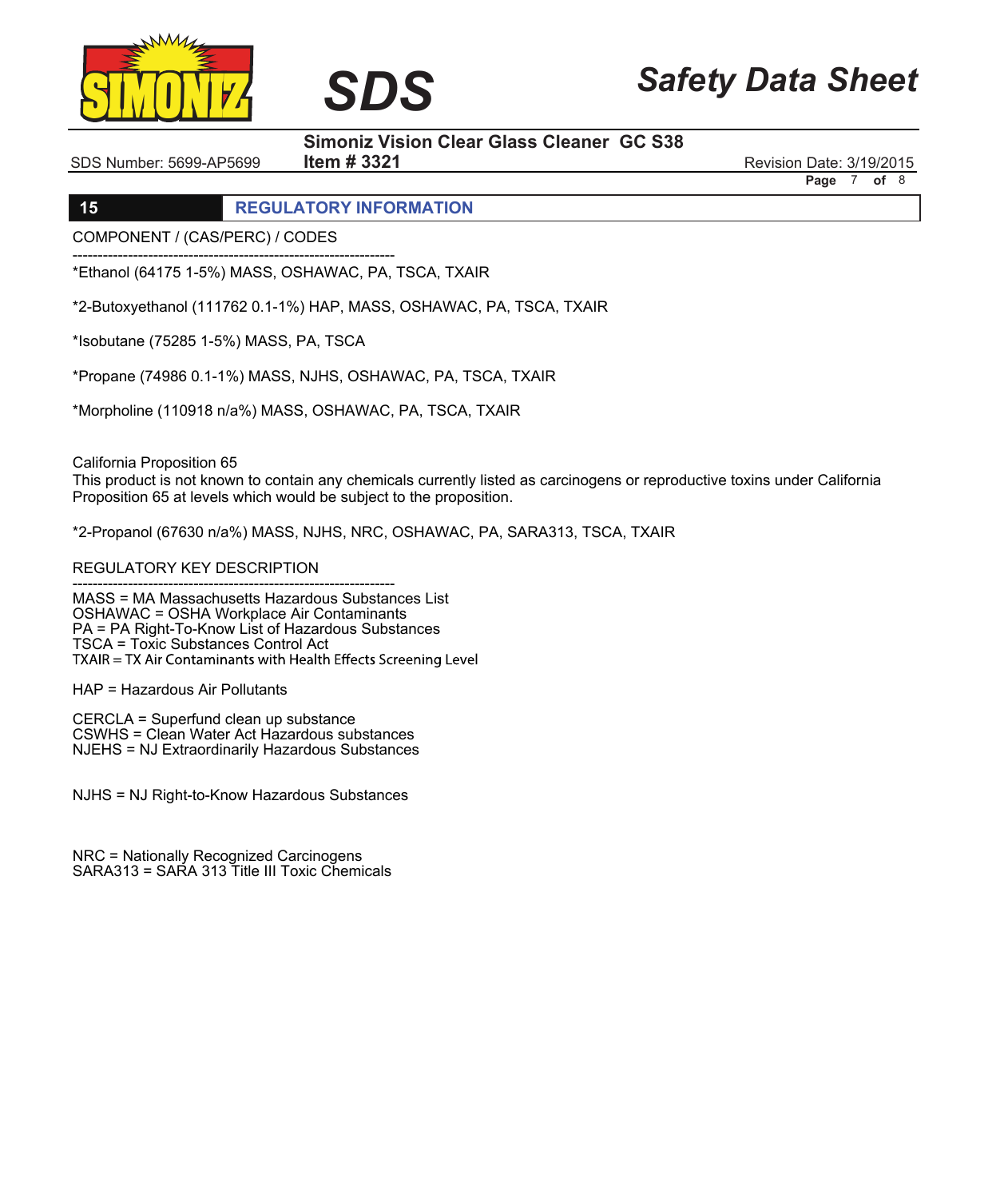## 15 REGULATORY INFORMATION

COMPONENT / (CAS/PERC) / CODES

----------------------------------------------------------------

*Ethanol (64175 1-5%) MASS, OSHAWAC, PA, TSCA, TXAIR

*2-Butoxyethanol (111762 0.1-1%) HAP, MASS, OSHAWAC, PA, TSCA, TXAIR

*Isobutane (75285 1-5%) MASS, PA, TSCA

*Propane (74986 0.1-1%) MASS, NJHS, OSHAWAC, PA, TSCA, TXAIR

*Morpholine (110918 n/a%) MASS, OSHAWAC, PA, TSCA, TXAIR

California Proposition 65
This product is not known to contain any chemicals currently listed as carcinogens or reproductive toxins under California Proposition 65 at levels which would be subject to the proposition.

*2-Propanol (67630 n/a%) MASS, NJHS, NRC, OSHAWAC, PA, SARA313, TSCA, TXAIR

REGULATORY KEY DESCRIPTION

----------------------------------------------------------------

MASS = MA Massachusetts Hazardous Substances List
OSHAWAC = OSHA Workplace Air Contaminants
PA = PA Right-To-Know List of Hazardous Substances
TSCA = Toxic Substances Control Act
TXAIR = TX Air Contaminants with Health Effects Screening Level

HAP = Hazardous Air Pollutants

CERCLA = Superfund clean up substance
CSWHS = Clean Water Act Hazardous substances
NJEHS = NJ Extraordinarily Hazardous Substances

NJHS = NJ Right-to-Know Hazardous Substances

NRC = Nationally Recognized Carcinogens
SARA313 = SARA 313 Title III Toxic Chemicals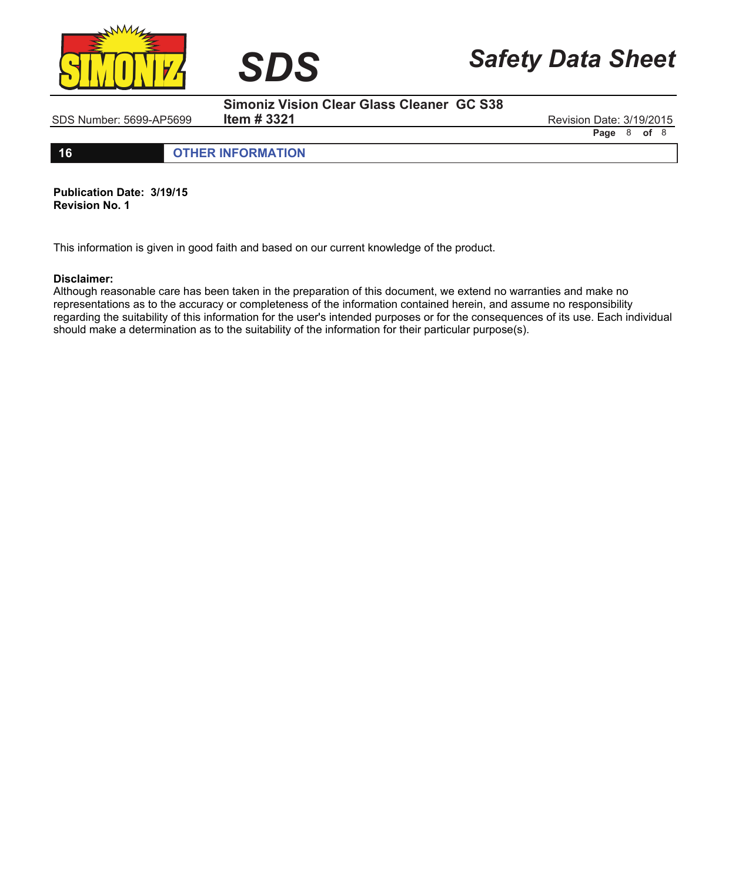## 16 OTHER INFORMATION

**Publication Date: 3/19/15**
**Revision No. 1**

This information is given in good faith and based on our current knowledge of the product.

**Disclaimer:**
Although reasonable care has been taken in the preparation of this document, we extend no warranties and make no representations as to the accuracy or completeness of the information contained herein, and assume no responsibility regarding the suitability of this information for the user's intended purposes or for the consequences of its use. Each individual should make a determination as to the suitability of the information for their particular purpose(s).